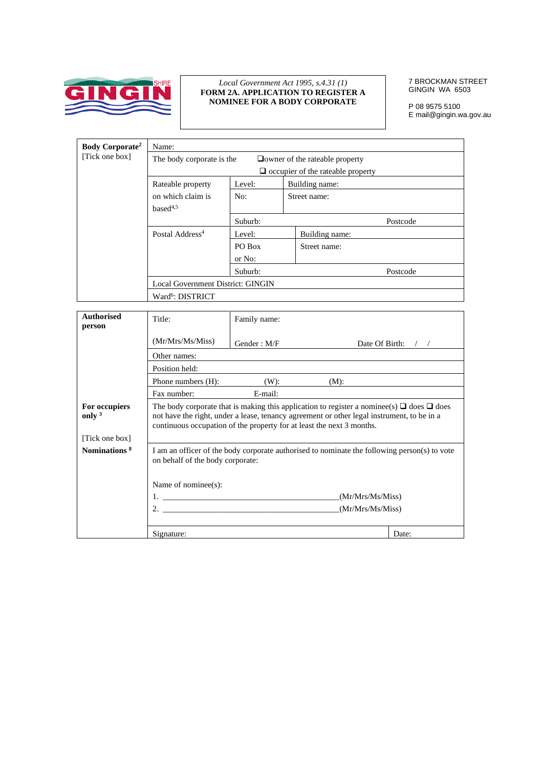SHIRE GINGIN

*Local Government Act 1995, s.4.31 (1)*

**FORM 2A. APPLICATION TO REGISTER A NOMINEE FOR A BODY CORPORATE**

7 BROCKMAN STREET
GINGIN WA 6503

P 08 9575 5100
E mail@gingin.wa.gov.au

| **Body Corporate**[2] [Tick one box] | Name: | | |
|---|---|---|---|
| | The body corporate is the | ❑ owner of the rateable property ❑ occupier of the rateable property | |
| | Rateable property on which claim is based[4,5] | Level: | Building name: |
| | | No: | Street name: |
| | | Suburb: | Postcode |
| | Postal Address[4] | Level: | Building name: |
| | | PO Box or No: | Street name: |
| | | Suburb: | Postcode |
| | Local Government District: GINGIN | | |
| | Ward[6]: DISTRICT | | |

| **Authorised person** | Title: (Mr/Mrs/Ms/Miss) | Family name: Gender : M/F | Date Of Birth: / / |
|---|---|---|---|
| | Other names: | | |
| | Position held: | | |
| | Phone numbers (H): | (W): | (M): |
| | Fax number: | E-mail: | |
| **For occupiers only** [3] [Tick one box] | The body corporate that is making this application to register a nominee(s) ❑ does ❑ does not have the right, under a lease, tenancy agreement or other legal instrument, to be in a continuous occupation of the property for at least the next 3 months. | | |
| **Nominations** [8] | I am an officer of the body corporate authorised to nominate the following person(s) to vote on behalf of the body corporate: Name of nominee(s): 1. ____________________(Mr/Mrs/Ms/Miss) 2. ____________________(Mr/Mrs/Ms/Miss) | | |
| | Signature: | | Date: |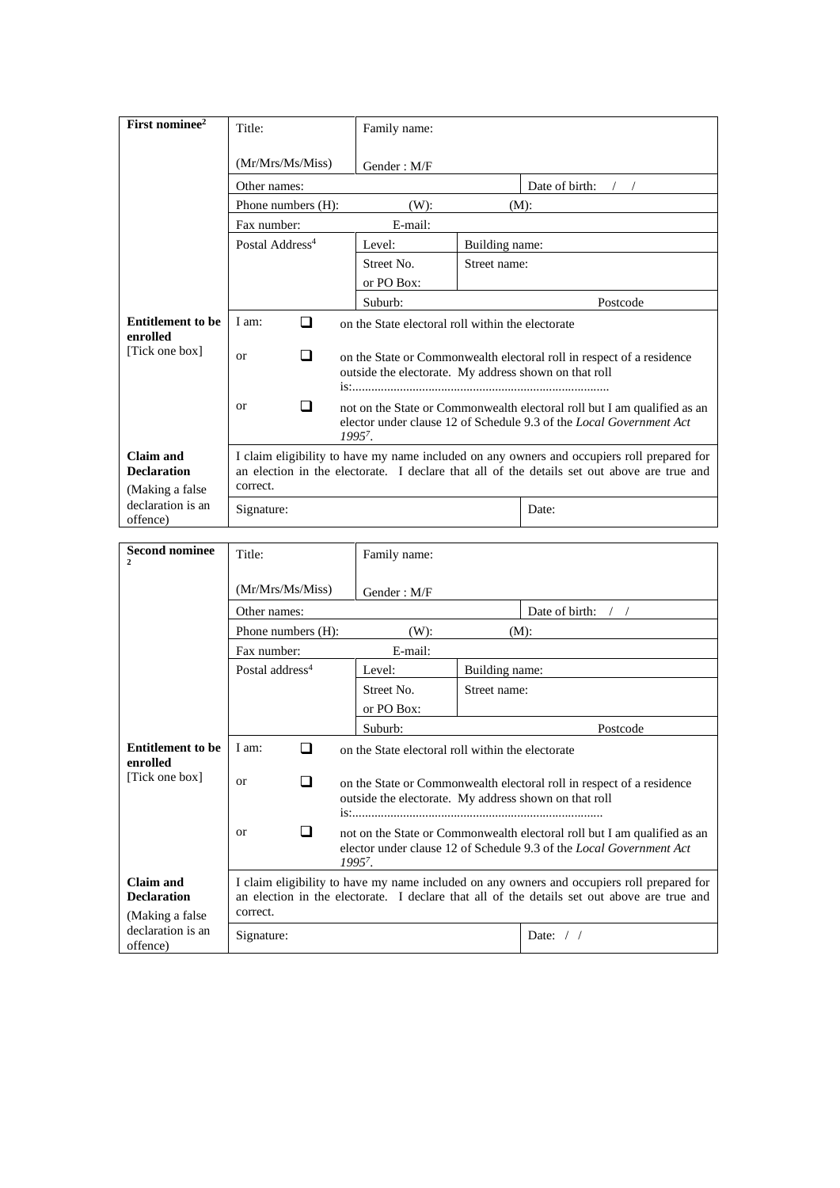| **First nominee**[2] | Title: (Mr/Mrs/Ms/Miss) | Family name: Gender : M/F | | |
|---|---|---|---|---|
| | Other names: | | | Date of birth: / / |
| | Phone numbers (H): | (W): | (M): | |
| | Fax number: | E-mail: | | |
| | Postal Address[4] | Level: | Building name: | |
| | | Street No. or PO Box: | Street name: | |
| | | Suburb: | | Postcode |
| **Entitlement to be enrolled** [Tick one box] | I am: ❑ on the State electoral roll within the electorate | | | |
| | or ❑ on the State or Commonwealth electoral roll in respect of a residence outside the electorate. My address shown on that roll is:................................................................................ | | | |
| | or ❑ not on the State or Commonwealth electoral roll but I am qualified as an elector under clause 12 of Schedule 9.3 of the *Local Government Act 1995*[7]. | | | |
| **Claim and Declaration** (Making a false declaration is an offence) | I claim eligibility to have my name included on any owners and occupiers roll prepared for an election in the electorate. I declare that all of the details set out above are true and correct. | | | |
| | Signature: | | | Date: |

| **Second nominee**[2] | Title: (Mr/Mrs/Ms/Miss) | Family name: Gender : M/F | | |
|---|---|---|---|---|
| | Other names: | | | Date of birth: / / |
| | Phone numbers (H): | (W): | (M): | |
| | Fax number: | E-mail: | | |
| | Postal address[4] | Level: | Building name: | |
| | | Street No. or PO Box: | Street name: | |
| | | Suburb: | | Postcode |
| **Entitlement to be enrolled** [Tick one box] | I am: ❑ on the State electoral roll within the electorate | | | |
| | or ❑ on the State or Commonwealth electoral roll in respect of a residence outside the electorate. My address shown on that roll is:.............................................................................. | | | |
| | or ❑ not on the State or Commonwealth electoral roll but I am qualified as an elector under clause 12 of Schedule 9.3 of the *Local Government Act 1995*[7]. | | | |
| **Claim and Declaration** (Making a false declaration is an offence) | I claim eligibility to have my name included on any owners and occupiers roll prepared for an election in the electorate. I declare that all of the details set out above are true and correct. | | | |
| | Signature: | | | Date: / / |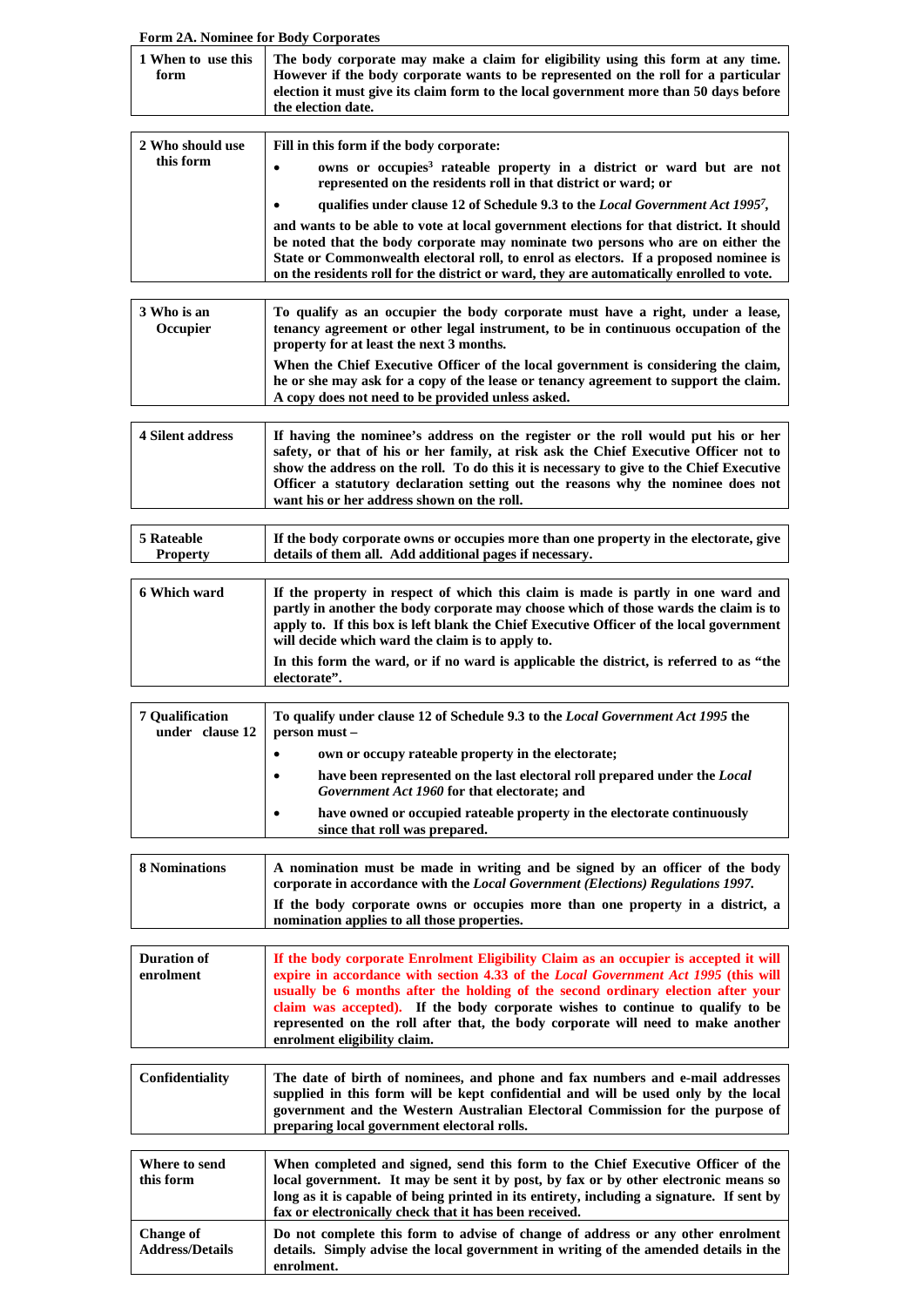**Form 2A. Nominee for Body Corporates**

| | |
|---|---|
| **1 When to use this form** | **The body corporate may make a claim for eligibility using this form at any time. However if the body corporate wants to be represented on the roll for a particular election it must give its claim form to the local government more than 50 days before the election date.** |

| | |
|---|---|
| **2 Who should use this form** | **Fill in this form if the body corporate:**<br>• **owns or occupies[3] rateable property in a district or ward but are not represented on the residents roll in that district or ward; or**<br>• **qualifies under clause 12 of Schedule 9.3 to the *Local Government Act 1995*[7],**<br>**and wants to be able to vote at local government elections for that district. It should be noted that the body corporate may nominate two persons who are on either the State or Commonwealth electoral roll, to enrol as electors. If a proposed nominee is on the residents roll for the district or ward, they are automatically enrolled to vote.** |

| | |
|---|---|
| **3 Who is an Occupier** | **To qualify as an occupier the body corporate must have a right, under a lease, tenancy agreement or other legal instrument, to be in continuous occupation of the property for at least the next 3 months.**<br>**When the Chief Executive Officer of the local government is considering the claim, he or she may ask for a copy of the lease or tenancy agreement to support the claim. A copy does not need to be provided unless asked.** |

| | |
|---|---|
| **4 Silent address** | **If having the nominee's address on the register or the roll would put his or her safety, or that of his or her family, at risk ask the Chief Executive Officer not to show the address on the roll. To do this it is necessary to give to the Chief Executive Officer a statutory declaration setting out the reasons why the nominee does not want his or her address shown on the roll.** |

| | |
|---|---|
| **5 Rateable Property** | **If the body corporate owns or occupies more than one property in the electorate, give details of them all. Add additional pages if necessary.** |

| | |
|---|---|
| **6 Which ward** | **If the property in respect of which this claim is made is partly in one ward and partly in another the body corporate may choose which of those wards the claim is to apply to. If this box is left blank the Chief Executive Officer of the local government will decide which ward the claim is to apply to.**<br>**In this form the ward, or if no ward is applicable the district, is referred to as "the electorate".** |

| | |
|---|---|
| **7 Qualification under clause 12** | **To qualify under clause 12 of Schedule 9.3 to the *Local Government Act 1995* the person must –**<br>• **own or occupy rateable property in the electorate;**<br>• **have been represented on the last electoral roll prepared under the *Local Government Act 1960* for that electorate; and**<br>• **have owned or occupied rateable property in the electorate continuously since that roll was prepared.** |

| | |
|---|---|
| **8 Nominations** | **A nomination must be made in writing and be signed by an officer of the body corporate in accordance with the *Local Government (Elections) Regulations 1997.***<br>**If the body corporate owns or occupies more than one property in a district, a nomination applies to all those properties.** |

| | |
|---|---|
| **Duration of enrolment** | **If the body corporate Enrolment Eligibility Claim as an occupier is accepted it will expire in accordance with section 4.33 of the *Local Government Act 1995* (this will usually be 6 months after the holding of the second ordinary election after your claim was accepted). If the body corporate wishes to continue to qualify to be represented on the roll after that, the body corporate will need to make another enrolment eligibility claim.** |

| | |
|---|---|
| **Confidentiality** | **The date of birth of nominees, and phone and fax numbers and e-mail addresses supplied in this form will be kept confidential and will be used only by the local government and the Western Australian Electoral Commission for the purpose of preparing local government electoral rolls.** |

| | |
|---|---|
| **Where to send this form** | **When completed and signed, send this form to the Chief Executive Officer of the local government. It may be sent it by post, by fax or by other electronic means so long as it is capable of being printed in its entirety, including a signature. If sent by fax or electronically check that it has been received.** |
| **Change of Address/Details** | **Do not complete this form to advise of change of address or any other enrolment details. Simply advise the local government in writing of the amended details in the enrolment.** |